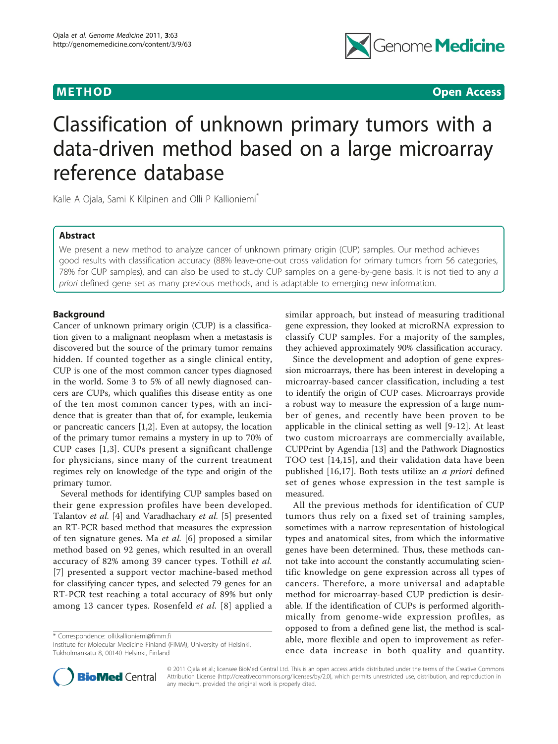# Classification of unknown primary tumors with a data-driven method based on a large microarray reference database

Kalle A Ojala, Sami K Kilpinen and Olli P Kallioniemi*

## Abstract

We present a new method to analyze cancer of unknown primary origin (CUP) samples. Our method achieves good results with classification accuracy (88% leave-one-out cross validation for primary tumors from 56 categories, 78% for CUP samples), and can also be used to study CUP samples on a gene-by-gene basis. It is not tied to any *a priori* defined gene set as many previous methods, and is adaptable to emerging new information.

## Background

Cancer of unknown primary origin (CUP) is a classification given to a malignant neoplasm when a metastasis is discovered but the source of the primary tumor remains hidden. If counted together as a single clinical entity, CUP is one of the most common cancer types diagnosed in the world. Some 3 to 5% of all newly diagnosed cancers are CUPs, which qualifies this disease entity as one of the ten most common cancer types, with an incidence that is greater than that of, for example, leukemia or pancreatic cancers [1,2]. Even at autopsy, the location of the primary tumor remains a mystery in up to 70% of CUP cases [1,3]. CUPs present a significant challenge for physicians, since many of the current treatment regimes rely on knowledge of the type and origin of the primary tumor.

Several methods for identifying CUP samples based on their gene expression profiles have been developed. Talantov *et al.* [4] and Varadhachary *et al.* [5] presented an RT-PCR based method that measures the expression of ten signature genes. Ma *et al.* [6] proposed a similar method based on 92 genes, which resulted in an overall accuracy of 82% among 39 cancer types. Tothill *et al.* [7] presented a support vector machine-based method for classifying cancer types, and selected 79 genes for an RT-PCR test reaching a total accuracy of 89% but only among 13 cancer types. Rosenfeld *et al.* [8] applied a similar approach, but instead of measuring traditional gene expression, they looked at microRNA expression to classify CUP samples. For a majority of the samples, they achieved approximately 90% classification accuracy.

Since the development and adoption of gene expression microarrays, there has been interest in developing a microarray-based cancer classification, including a test to identify the origin of CUP cases. Microarrays provide a robust way to measure the expression of a large number of genes, and recently have been proven to be applicable in the clinical setting as well [9-12]. At least two custom microarrays are commercially available, CUPPrint by Agendia [13] and the Pathwork Diagnostics TOO test [14,15], and their validation data have been published [16,17]. Both tests utilize an *a priori* defined set of genes whose expression in the test sample is measured.

All the previous methods for identification of CUP tumors thus rely on a fixed set of training samples, sometimes with a narrow representation of histological types and anatomical sites, from which the informative genes have been determined. Thus, these methods cannot take into account the constantly accumulating scientific knowledge on gene expression across all types of cancers. Therefore, a more universal and adaptable method for microarray-based CUP prediction is desirable. If the identification of CUPs is performed algorithmically from genome-wide expression profiles, as opposed to from a defined gene list, the method is scalable, more flexible and open to improvement as reference data increase in both quality and quantity.

\* Correspondence: olli.kallioniemi@fimm.fi
Institute for Molecular Medicine Finland (FIMM), University of Helsinki, Tukholmankatu 8, 00140 Helsinki, Finland

© 2011 Ojala et al.; licensee BioMed Central Ltd. This is an open access article distributed under the terms of the Creative Commons Attribution License (http://creativecommons.org/licenses/by/2.0), which permits unrestricted use, distribution, and reproduction in any medium, provided the original work is properly cited.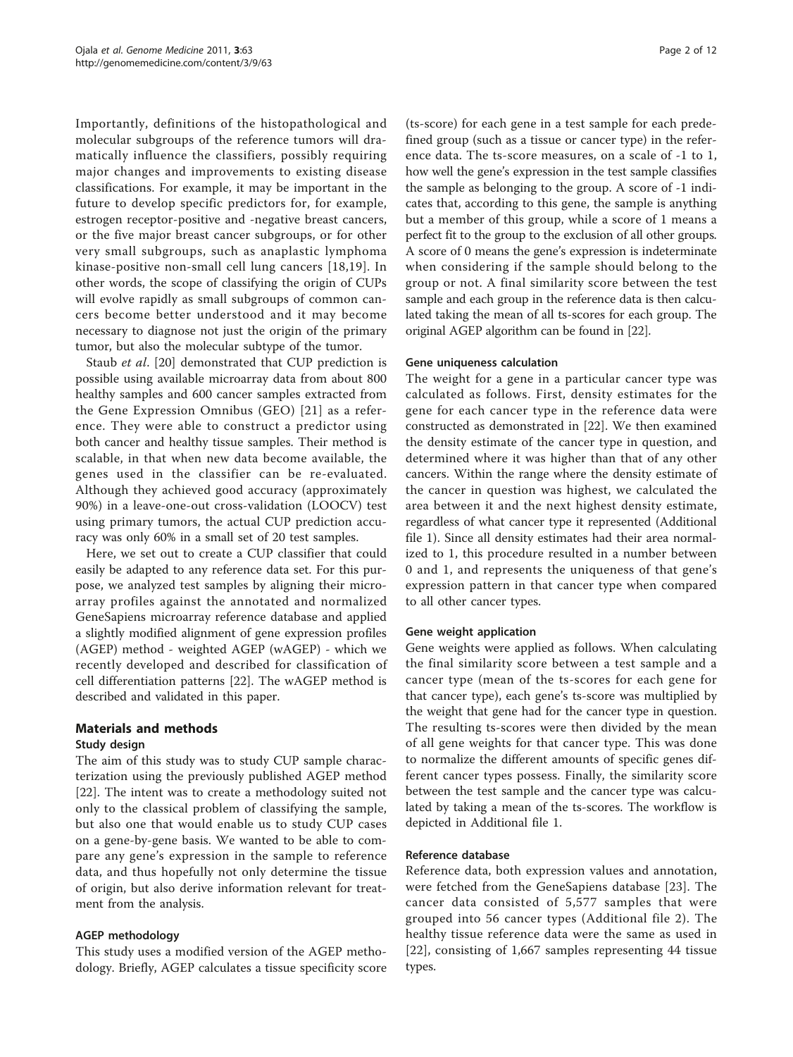Importantly, definitions of the histopathological and molecular subgroups of the reference tumors will dramatically influence the classifiers, possibly requiring major changes and improvements to existing disease classifications. For example, it may be important in the future to develop specific predictors for, for example, estrogen receptor-positive and -negative breast cancers, or the five major breast cancer subgroups, or for other very small subgroups, such as anaplastic lymphoma kinase-positive non-small cell lung cancers [18,19]. In other words, the scope of classifying the origin of CUPs will evolve rapidly as small subgroups of common cancers become better understood and it may become necessary to diagnose not just the origin of the primary tumor, but also the molecular subtype of the tumor.

Staub *et al*. [20] demonstrated that CUP prediction is possible using available microarray data from about 800 healthy samples and 600 cancer samples extracted from the Gene Expression Omnibus (GEO) [21] as a reference. They were able to construct a predictor using both cancer and healthy tissue samples. Their method is scalable, in that when new data become available, the genes used in the classifier can be re-evaluated. Although they achieved good accuracy (approximately 90%) in a leave-one-out cross-validation (LOOCV) test using primary tumors, the actual CUP prediction accuracy was only 60% in a small set of 20 test samples.

Here, we set out to create a CUP classifier that could easily be adapted to any reference data set. For this purpose, we analyzed test samples by aligning their microarray profiles against the annotated and normalized GeneSapiens microarray reference database and applied a slightly modified alignment of gene expression profiles (AGEP) method - weighted AGEP (wAGEP) - which we recently developed and described for classification of cell differentiation patterns [22]. The wAGEP method is described and validated in this paper.

## Materials and methods

### Study design

The aim of this study was to study CUP sample characterization using the previously published AGEP method [22]. The intent was to create a methodology suited not only to the classical problem of classifying the sample, but also one that would enable us to study CUP cases on a gene-by-gene basis. We wanted to be able to compare any gene's expression in the sample to reference data, and thus hopefully not only determine the tissue of origin, but also derive information relevant for treatment from the analysis.

#### AGEP methodology

This study uses a modified version of the AGEP methodology. Briefly, AGEP calculates a tissue specificity score (ts-score) for each gene in a test sample for each predefined group (such as a tissue or cancer type) in the reference data. The ts-score measures, on a scale of -1 to 1, how well the gene's expression in the test sample classifies the sample as belonging to the group. A score of -1 indicates that, according to this gene, the sample is anything but a member of this group, while a score of 1 means a perfect fit to the group to the exclusion of all other groups. A score of 0 means the gene's expression is indeterminate when considering if the sample should belong to the group or not. A final similarity score between the test sample and each group in the reference data is then calculated taking the mean of all ts-scores for each group. The original AGEP algorithm can be found in [22].

#### Gene uniqueness calculation

The weight for a gene in a particular cancer type was calculated as follows. First, density estimates for the gene for each cancer type in the reference data were constructed as demonstrated in [22]. We then examined the density estimate of the cancer type in question, and determined where it was higher than that of any other cancers. Within the range where the density estimate of the cancer in question was highest, we calculated the area between it and the next highest density estimate, regardless of what cancer type it represented (Additional file 1). Since all density estimates had their area normalized to 1, this procedure resulted in a number between 0 and 1, and represents the uniqueness of that gene's expression pattern in that cancer type when compared to all other cancer types.

#### Gene weight application

Gene weights were applied as follows. When calculating the final similarity score between a test sample and a cancer type (mean of the ts-scores for each gene for that cancer type), each gene's ts-score was multiplied by the weight that gene had for the cancer type in question. The resulting ts-scores were then divided by the mean of all gene weights for that cancer type. This was done to normalize the different amounts of specific genes different cancer types possess. Finally, the similarity score between the test sample and the cancer type was calculated by taking a mean of the ts-scores. The workflow is depicted in Additional file 1.

#### Reference database

Reference data, both expression values and annotation, were fetched from the GeneSapiens database [23]. The cancer data consisted of 5,577 samples that were grouped into 56 cancer types (Additional file 2). The healthy tissue reference data were the same as used in [22], consisting of 1,667 samples representing 44 tissue types.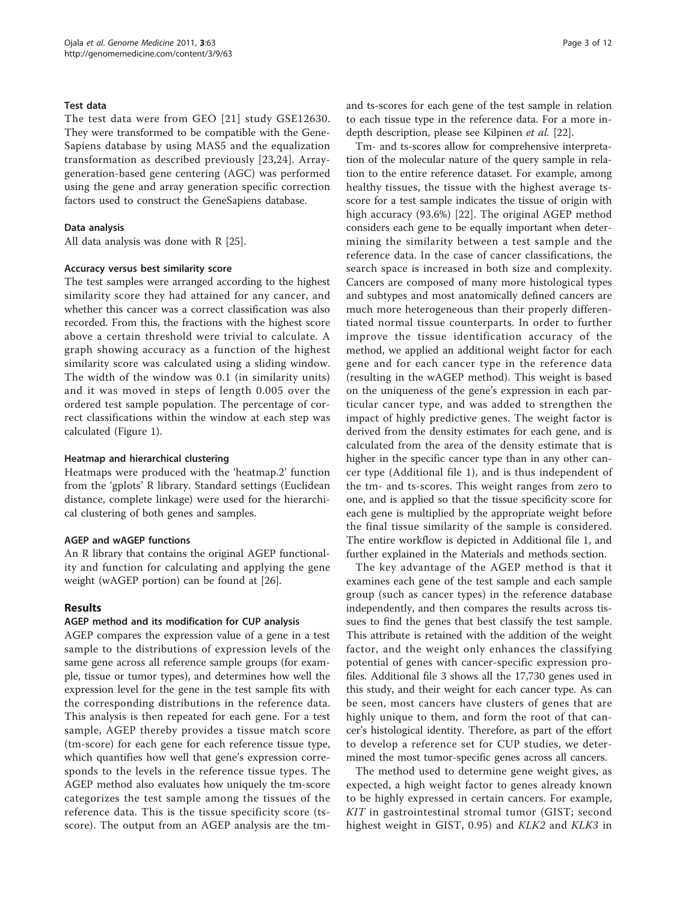### Test data

The test data were from GEO [21] study GSE12630. They were transformed to be compatible with the GeneSapiens database by using MAS5 and the equalization transformation as described previously [23,24]. Array-generation-based gene centering (AGC) was performed using the gene and array generation specific correction factors used to construct the GeneSapiens database.

### Data analysis

All data analysis was done with R [25].

#### Accuracy versus best similarity score

The test samples were arranged according to the highest similarity score they had attained for any cancer, and whether this cancer was a correct classification was also recorded. From this, the fractions with the highest score above a certain threshold were trivial to calculate. A graph showing accuracy as a function of the highest similarity score was calculated using a sliding window. The width of the window was 0.1 (in similarity units) and it was moved in steps of length 0.005 over the ordered test sample population. The percentage of correct classifications within the window at each step was calculated (Figure 1).

#### Heatmap and hierarchical clustering

Heatmaps were produced with the 'heatmap.2' function from the 'gplots' R library. Standard settings (Euclidean distance, complete linkage) were used for the hierarchical clustering of both genes and samples.

#### AGEP and wAGEP functions

An R library that contains the original AGEP functionality and function for calculating and applying the gene weight (wAGEP portion) can be found at [26].

## Results

### AGEP method and its modification for CUP analysis

AGEP compares the expression value of a gene in a test sample to the distributions of expression levels of the same gene across all reference sample groups (for example, tissue or tumor types), and determines how well the expression level for the gene in the test sample fits with the corresponding distributions in the reference data. This analysis is then repeated for each gene. For a test sample, AGEP thereby provides a tissue match score (tm-score) for each gene for each reference tissue type, which quantifies how well that gene's expression corresponds to the levels in the reference tissue types. The AGEP method also evaluates how uniquely the tm-score categorizes the test sample among the tissues of the reference data. This is the tissue specificity score (ts-score). The output from an AGEP analysis are the tm- and ts-scores for each gene of the test sample in relation to each tissue type in the reference data. For a more in-depth description, please see Kilpinen *et al.* [22].

Tm- and ts-scores allow for comprehensive interpretation of the molecular nature of the query sample in relation to the entire reference dataset. For example, among healthy tissues, the tissue with the highest average ts-score for a test sample indicates the tissue of origin with high accuracy (93.6%) [22]. The original AGEP method considers each gene to be equally important when determining the similarity between a test sample and the reference data. In the case of cancer classifications, the search space is increased in both size and complexity. Cancers are composed of many more histological types and subtypes and most anatomically defined cancers are much more heterogeneous than their properly differentiated normal tissue counterparts. In order to further improve the tissue identification accuracy of the method, we applied an additional weight factor for each gene and for each cancer type in the reference data (resulting in the wAGEP method). This weight is based on the uniqueness of the gene's expression in each particular cancer type, and was added to strengthen the impact of highly predictive genes. The weight factor is derived from the density estimates for each gene, and is calculated from the area of the density estimate that is higher in the specific cancer type than in any other cancer type (Additional file 1), and is thus independent of the tm- and ts-scores. This weight ranges from zero to one, and is applied so that the tissue specificity score for each gene is multiplied by the appropriate weight before the final tissue similarity of the sample is considered. The entire workflow is depicted in Additional file 1, and further explained in the Materials and methods section.

The key advantage of the AGEP method is that it examines each gene of the test sample and each sample group (such as cancer types) in the reference database independently, and then compares the results across tissues to find the genes that best classify the test sample. This attribute is retained with the addition of the weight factor, and the weight only enhances the classifying potential of genes with cancer-specific expression profiles. Additional file 3 shows all the 17,730 genes used in this study, and their weight for each cancer type. As can be seen, most cancers have clusters of genes that are highly unique to them, and form the root of that cancer's histological identity. Therefore, as part of the effort to develop a reference set for CUP studies, we determined the most tumor-specific genes across all cancers.

The method used to determine gene weight gives, as expected, a high weight factor to genes already known to be highly expressed in certain cancers. For example, *KIT* in gastrointestinal stromal tumor (GIST; second highest weight in GIST, 0.95) and *KLK2* and *KLK3* in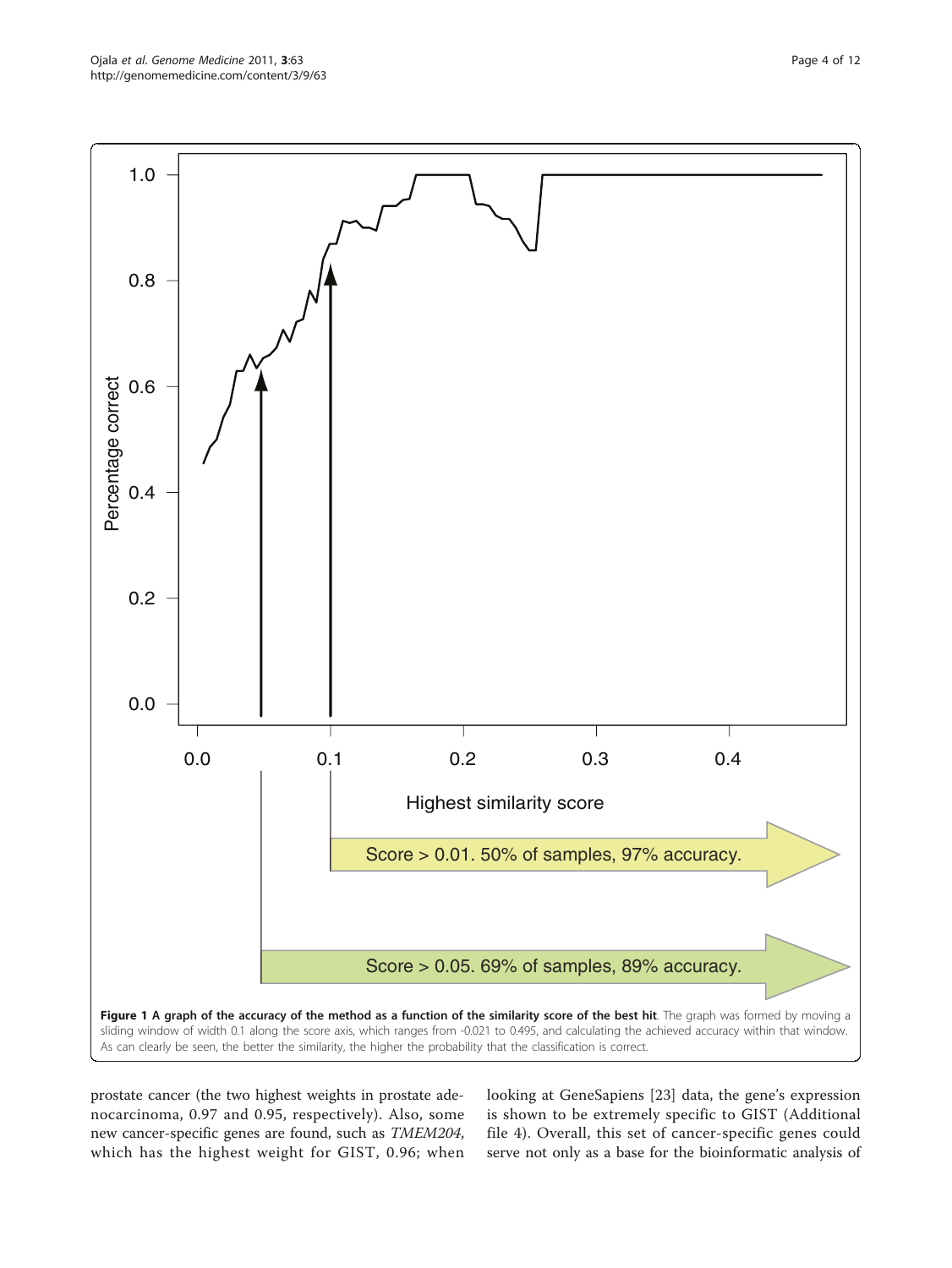**Figure 1 A graph of the accuracy of the method as a function of the similarity score of the best hit**. The graph was formed by moving a sliding window of width 0.1 along the score axis, which ranges from -0.021 to 0.495, and calculating the achieved accuracy within that window. As can clearly be seen, the better the similarity, the higher the probability that the classification is correct.

prostate cancer (the two highest weights in prostate adenocarcinoma, 0.97 and 0.95, respectively). Also, some new cancer-specific genes are found, such as *TMEM204*, which has the highest weight for GIST, 0.96; when looking at GeneSapiens [23] data, the gene's expression is shown to be extremely specific to GIST (Additional file 4). Overall, this set of cancer-specific genes could serve not only as a base for the bioinformatic analysis of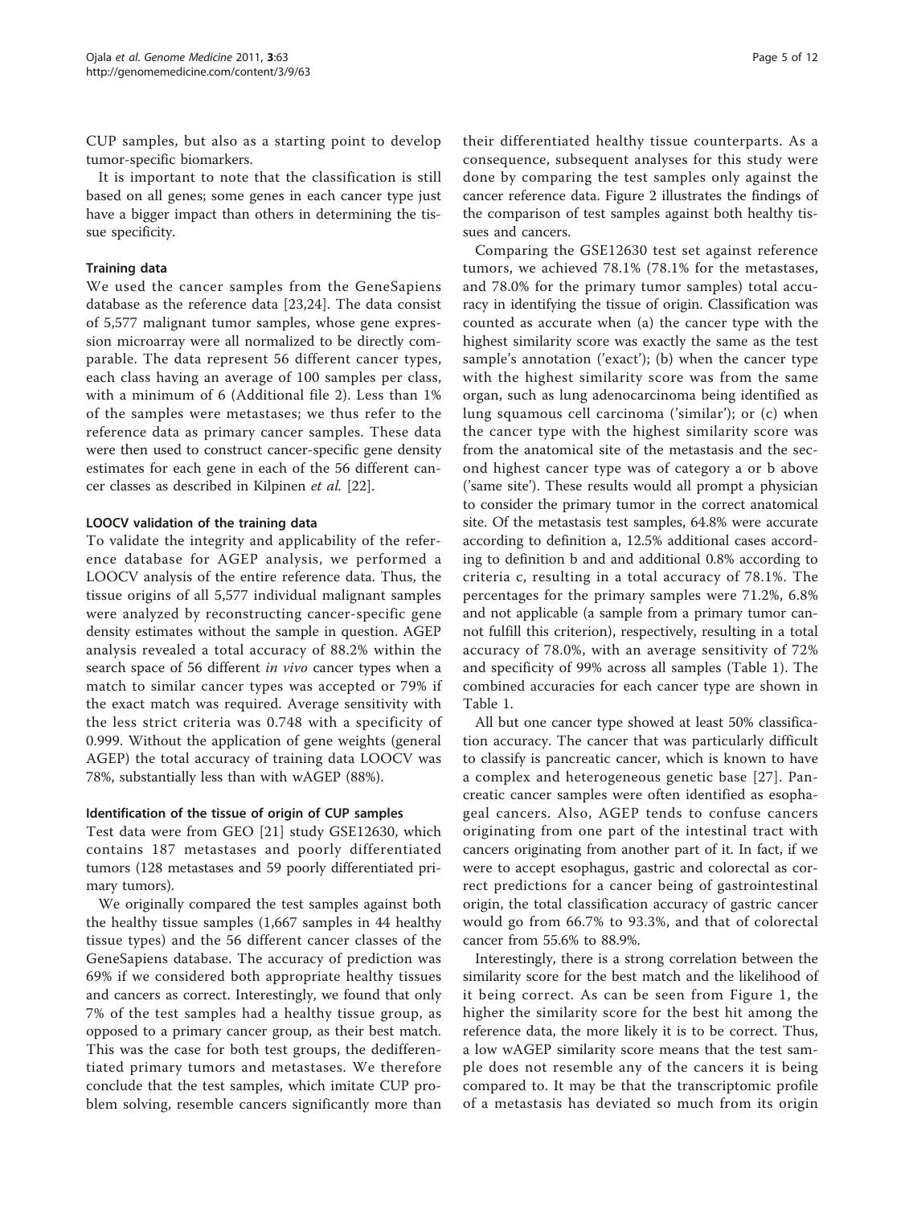CUP samples, but also as a starting point to develop tumor-specific biomarkers.

It is important to note that the classification is still based on all genes; some genes in each cancer type just have a bigger impact than others in determining the tissue specificity.

### Training data

We used the cancer samples from the GeneSapiens database as the reference data [23,24]. The data consist of 5,577 malignant tumor samples, whose gene expression microarray were all normalized to be directly comparable. The data represent 56 different cancer types, each class having an average of 100 samples per class, with a minimum of 6 (Additional file 2). Less than 1% of the samples were metastases; we thus refer to the reference data as primary cancer samples. These data were then used to construct cancer-specific gene density estimates for each gene in each of the 56 different cancer classes as described in Kilpinen *et al.* [22].

### LOOCV validation of the training data

To validate the integrity and applicability of the reference database for AGEP analysis, we performed a LOOCV analysis of the entire reference data. Thus, the tissue origins of all 5,577 individual malignant samples were analyzed by reconstructing cancer-specific gene density estimates without the sample in question. AGEP analysis revealed a total accuracy of 88.2% within the search space of 56 different *in vivo* cancer types when a match to similar cancer types was accepted or 79% if the exact match was required. Average sensitivity with the less strict criteria was 0.748 with a specificity of 0.999. Without the application of gene weights (general AGEP) the total accuracy of training data LOOCV was 78%, substantially less than with wAGEP (88%).

### Identification of the tissue of origin of CUP samples

Test data were from GEO [21] study GSE12630, which contains 187 metastases and poorly differentiated tumors (128 metastases and 59 poorly differentiated primary tumors).

We originally compared the test samples against both the healthy tissue samples (1,667 samples in 44 healthy tissue types) and the 56 different cancer classes of the GeneSapiens database. The accuracy of prediction was 69% if we considered both appropriate healthy tissues and cancers as correct. Interestingly, we found that only 7% of the test samples had a healthy tissue group, as opposed to a primary cancer group, as their best match. This was the case for both test groups, the dedifferentiated primary tumors and metastases. We therefore conclude that the test samples, which imitate CUP problem solving, resemble cancers significantly more than their differentiated healthy tissue counterparts. As a consequence, subsequent analyses for this study were done by comparing the test samples only against the cancer reference data. Figure 2 illustrates the findings of the comparison of test samples against both healthy tissues and cancers.

Comparing the GSE12630 test set against reference tumors, we achieved 78.1% (78.1% for the metastases, and 78.0% for the primary tumor samples) total accuracy in identifying the tissue of origin. Classification was counted as accurate when (a) the cancer type with the highest similarity score was exactly the same as the test sample's annotation ('exact'); (b) when the cancer type with the highest similarity score was from the same organ, such as lung adenocarcinoma being identified as lung squamous cell carcinoma ('similar'); or (c) when the cancer type with the highest similarity score was from the anatomical site of the metastasis and the second highest cancer type was of category a or b above ('same site'). These results would all prompt a physician to consider the primary tumor in the correct anatomical site. Of the metastasis test samples, 64.8% were accurate according to definition a, 12.5% additional cases according to definition b and and additional 0.8% according to criteria c, resulting in a total accuracy of 78.1%. The percentages for the primary samples were 71.2%, 6.8% and not applicable (a sample from a primary tumor cannot fulfill this criterion), respectively, resulting in a total accuracy of 78.0%, with an average sensitivity of 72% and specificity of 99% across all samples (Table 1). The combined accuracies for each cancer type are shown in Table 1.

All but one cancer type showed at least 50% classification accuracy. The cancer that was particularly difficult to classify is pancreatic cancer, which is known to have a complex and heterogeneous genetic base [27]. Pancreatic cancer samples were often identified as esophageal cancers. Also, AGEP tends to confuse cancers originating from one part of the intestinal tract with cancers originating from another part of it. In fact, if we were to accept esophagus, gastric and colorectal as correct predictions for a cancer being of gastrointestinal origin, the total classification accuracy of gastric cancer would go from 66.7% to 93.3%, and that of colorectal cancer from 55.6% to 88.9%.

Interestingly, there is a strong correlation between the similarity score for the best match and the likelihood of it being correct. As can be seen from Figure 1, the higher the similarity score for the best hit among the reference data, the more likely it is to be correct. Thus, a low wAGEP similarity score means that the test sample does not resemble any of the cancers it is being compared to. It may be that the transcriptomic profile of a metastasis has deviated so much from its origin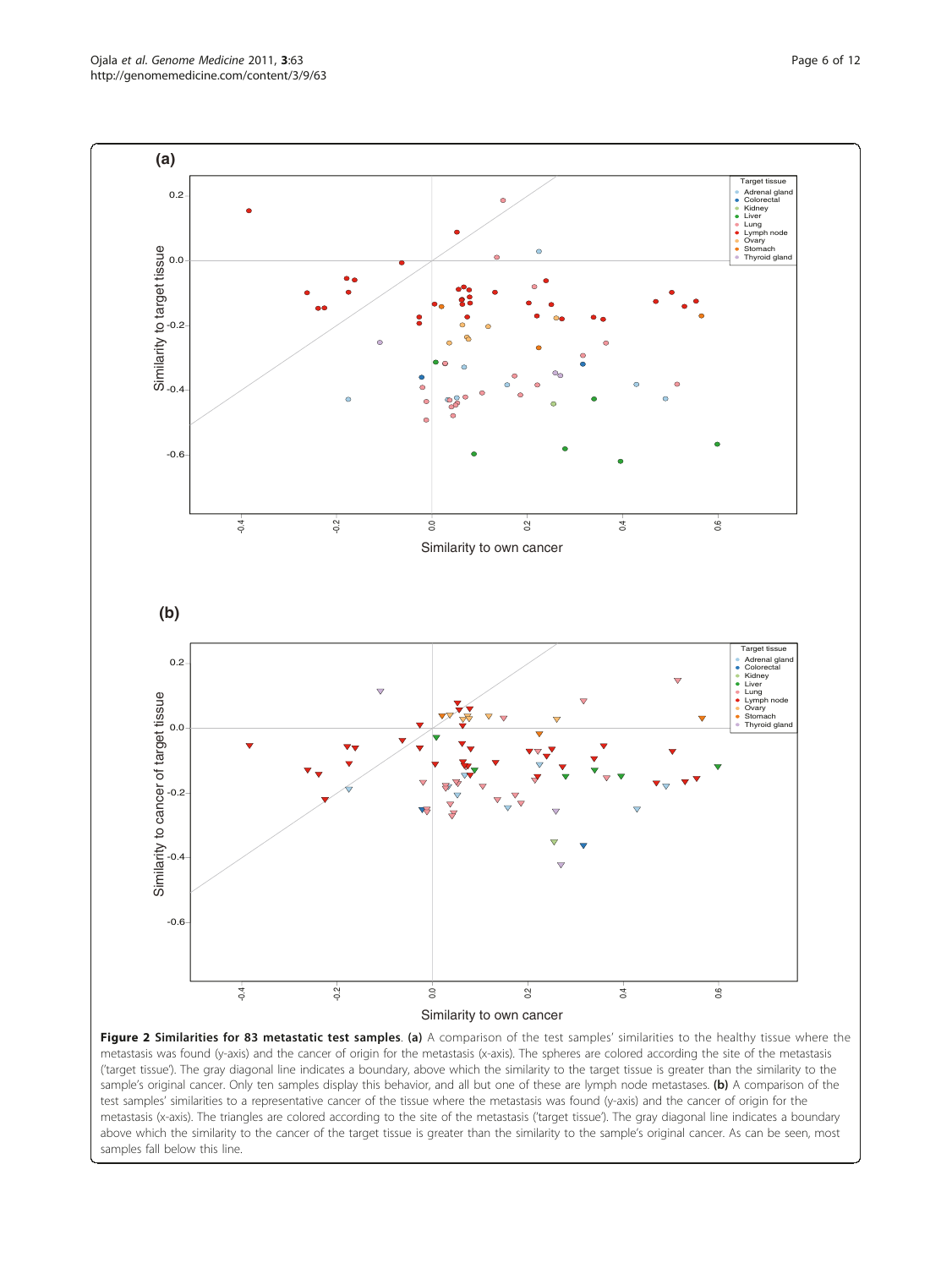**Figure 2 Similarities for 83 metastatic test samples**. **(a)** A comparison of the test samples' similarities to the healthy tissue where the metastasis was found (y-axis) and the cancer of origin for the metastasis (x-axis). The spheres are colored according the site of the metastasis ('target tissue'). The gray diagonal line indicates a boundary, above which the similarity to the target tissue is greater than the similarity to the sample's original cancer. Only ten samples display this behavior, and all but one of these are lymph node metastases. **(b)** A comparison of the test samples' similarities to a representative cancer of the tissue where the metastasis was found (y-axis) and the cancer of origin for the metastasis (x-axis). The triangles are colored according to the site of the metastasis ('target tissue'). The gray diagonal line indicates a boundary above which the similarity to the cancer of the target tissue is greater than the similarity to the sample's original cancer. As can be seen, most samples fall below this line.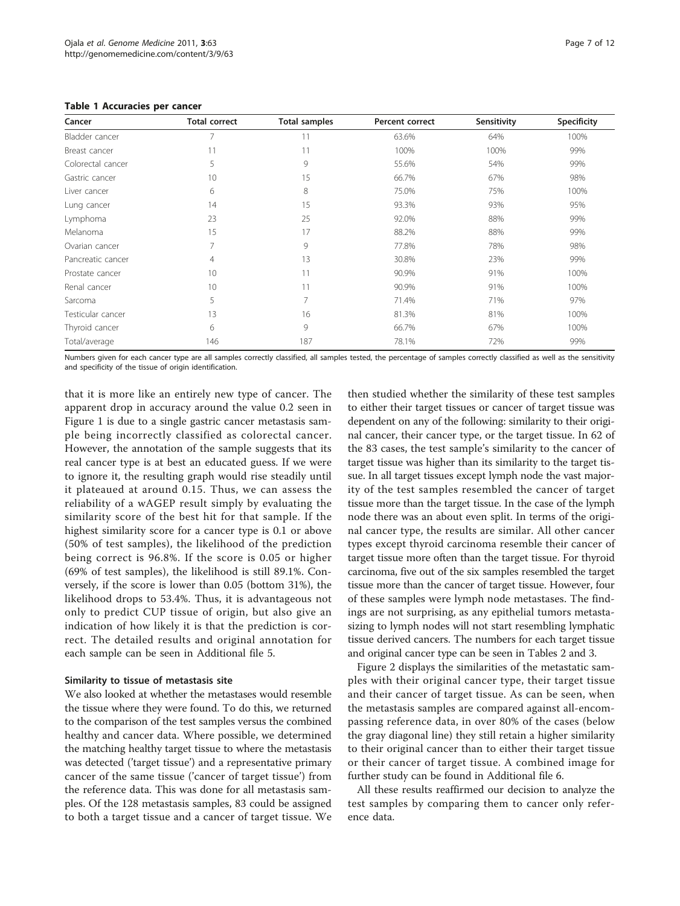**Table 1 Accuracies per cancer**

| Cancer | Total correct | Total samples | Percent correct | Sensitivity | Specificity |
|---|---|---|---|---|---|
| Bladder cancer | 7 | 11 | 63.6% | 64% | 100% |
| Breast cancer | 11 | 11 | 100% | 100% | 99% |
| Colorectal cancer | 5 | 9 | 55.6% | 54% | 99% |
| Gastric cancer | 10 | 15 | 66.7% | 67% | 98% |
| Liver cancer | 6 | 8 | 75.0% | 75% | 100% |
| Lung cancer | 14 | 15 | 93.3% | 93% | 95% |
| Lymphoma | 23 | 25 | 92.0% | 88% | 99% |
| Melanoma | 15 | 17 | 88.2% | 88% | 99% |
| Ovarian cancer | 7 | 9 | 77.8% | 78% | 98% |
| Pancreatic cancer | 4 | 13 | 30.8% | 23% | 99% |
| Prostate cancer | 10 | 11 | 90.9% | 91% | 100% |
| Renal cancer | 10 | 11 | 90.9% | 91% | 100% |
| Sarcoma | 5 | 7 | 71.4% | 71% | 97% |
| Testicular cancer | 13 | 16 | 81.3% | 81% | 100% |
| Thyroid cancer | 6 | 9 | 66.7% | 67% | 100% |
| Total/average | 146 | 187 | 78.1% | 72% | 99% |

Numbers given for each cancer type are all samples correctly classified, all samples tested, the percentage of samples correctly classified as well as the sensitivity and specificity of the tissue of origin identification.

that it is more like an entirely new type of cancer. The apparent drop in accuracy around the value 0.2 seen in Figure 1 is due to a single gastric cancer metastasis sample being incorrectly classified as colorectal cancer. However, the annotation of the sample suggests that its real cancer type is at best an educated guess. If we were to ignore it, the resulting graph would rise steadily until it plateaued at around 0.15. Thus, we can assess the reliability of a wAGEP result simply by evaluating the similarity score of the best hit for that sample. If the highest similarity score for a cancer type is 0.1 or above (50% of test samples), the likelihood of the prediction being correct is 96.8%. If the score is 0.05 or higher (69% of test samples), the likelihood is still 89.1%. Conversely, if the score is lower than 0.05 (bottom 31%), the likelihood drops to 53.4%. Thus, it is advantageous not only to predict CUP tissue of origin, but also give an indication of how likely it is that the prediction is correct. The detailed results and original annotation for each sample can be seen in Additional file 5.

### Similarity to tissue of metastasis site

We also looked at whether the metastases would resemble the tissue where they were found. To do this, we returned to the comparison of the test samples versus the combined healthy and cancer data. Where possible, we determined the matching healthy target tissue to where the metastasis was detected ('target tissue') and a representative primary cancer of the same tissue ('cancer of target tissue') from the reference data. This was done for all metastasis samples. Of the 128 metastasis samples, 83 could be assigned to both a target tissue and a cancer of target tissue. We then studied whether the similarity of these test samples to either their target tissues or cancer of target tissue was dependent on any of the following: similarity to their original cancer, their cancer type, or the target tissue. In 62 of the 83 cases, the test sample's similarity to the cancer of target tissue was higher than its similarity to the target tissue. In all target tissues except lymph node the vast majority of the test samples resembled the cancer of target tissue more than the target tissue. In the case of the lymph node there was an about even split. In terms of the original cancer type, the results are similar. All other cancer types except thyroid carcinoma resemble their cancer of target tissue more often than the target tissue. For thyroid carcinoma, five out of the six samples resembled the target tissue more than the cancer of target tissue. However, four of these samples were lymph node metastases. The findings are not surprising, as any epithelial tumors metastasizing to lymph nodes will not start resembling lymphatic tissue derived cancers. The numbers for each target tissue and original cancer type can be seen in Tables 2 and 3.

Figure 2 displays the similarities of the metastatic samples with their original cancer type, their target tissue and their cancer of target tissue. As can be seen, when the metastasis samples are compared against all-encompassing reference data, in over 80% of the cases (below the gray diagonal line) they still retain a higher similarity to their original cancer than to either their target tissue or their cancer of target tissue. A combined image for further study can be found in Additional file 6.

All these results reaffirmed our decision to analyze the test samples by comparing them to cancer only reference data.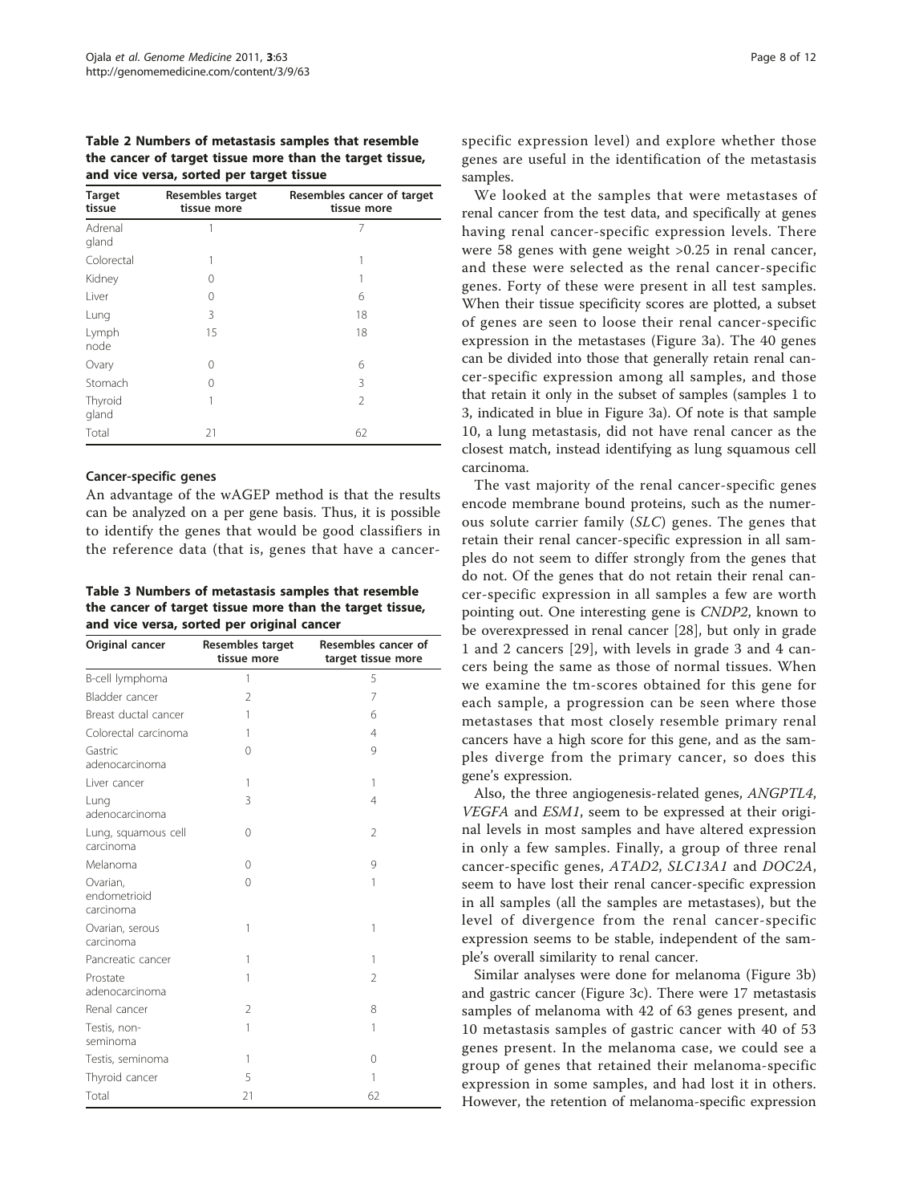**Table 2 Numbers of metastasis samples that resemble the cancer of target tissue more than the target tissue, and vice versa, sorted per target tissue**

| Target tissue | Resembles target tissue more | Resembles cancer of target tissue more |
|---|---|---|
| Adrenal gland | 1 | 7 |
| Colorectal | 1 | 1 |
| Kidney | 0 | 1 |
| Liver | 0 | 6 |
| Lung | 3 | 18 |
| Lymph node | 15 | 18 |
| Ovary | 0 | 6 |
| Stomach | 0 | 3 |
| Thyroid gland | 1 | 2 |
| Total | 21 | 62 |

### Cancer-specific genes

An advantage of the wAGEP method is that the results can be analyzed on a per gene basis. Thus, it is possible to identify the genes that would be good classifiers in the reference data (that is, genes that have a cancer-specific expression level) and explore whether those genes are useful in the identification of the metastasis samples.

**Table 3 Numbers of metastasis samples that resemble the cancer of target tissue more than the target tissue, and vice versa, sorted per original cancer**

| Original cancer | Resembles target tissue more | Resembles cancer of target tissue more |
|---|---|---|
| B-cell lymphoma | 1 | 5 |
| Bladder cancer | 2 | 7 |
| Breast ductal cancer | 1 | 6 |
| Colorectal carcinoma | 1 | 4 |
| Gastric adenocarcinoma | 0 | 9 |
| Liver cancer | 1 | 1 |
| Lung adenocarcinoma | 3 | 4 |
| Lung, squamous cell carcinoma | 0 | 2 |
| Melanoma | 0 | 9 |
| Ovarian, endometrioid carcinoma | 0 | 1 |
| Ovarian, serous carcinoma | 1 | 1 |
| Pancreatic cancer | 1 | 1 |
| Prostate adenocarcinoma | 1 | 2 |
| Renal cancer | 2 | 8 |
| Testis, non-seminoma | 1 | 1 |
| Testis, seminoma | 1 | 0 |
| Thyroid cancer | 5 | 1 |
| Total | 21 | 62 |

We looked at the samples that were metastases of renal cancer from the test data, and specifically at genes having renal cancer-specific expression levels. There were 58 genes with gene weight >0.25 in renal cancer, and these were selected as the renal cancer-specific genes. Forty of these were present in all test samples. When their tissue specificity scores are plotted, a subset of genes are seen to loose their renal cancer-specific expression in the metastases (Figure 3a). The 40 genes can be divided into those that generally retain renal cancer-specific expression among all samples, and those that retain it only in the subset of samples (samples 1 to 3, indicated in blue in Figure 3a). Of note is that sample 10, a lung metastasis, did not have renal cancer as the closest match, instead identifying as lung squamous cell carcinoma.

The vast majority of the renal cancer-specific genes encode membrane bound proteins, such as the numerous solute carrier family (*SLC*) genes. The genes that retain their renal cancer-specific expression in all samples do not seem to differ strongly from the genes that do not. Of the genes that do not retain their renal cancer-specific expression in all samples a few are worth pointing out. One interesting gene is *CNDP2*, known to be overexpressed in renal cancer [28], but only in grade 1 and 2 cancers [29], with levels in grade 3 and 4 cancers being the same as those of normal tissues. When we examine the tm-scores obtained for this gene for each sample, a progression can be seen where those metastases that most closely resemble primary renal cancers have a high score for this gene, and as the samples diverge from the primary cancer, so does this gene's expression.

Also, the three angiogenesis-related genes, *ANGPTL4*, *VEGFA* and *ESM1*, seem to be expressed at their original levels in most samples and have altered expression in only a few samples. Finally, a group of three renal cancer-specific genes, *ATAD2*, *SLC13A1* and *DOC2A*, seem to have lost their renal cancer-specific expression in all samples (all the samples are metastases), but the level of divergence from the renal cancer-specific expression seems to be stable, independent of the sample's overall similarity to renal cancer.

Similar analyses were done for melanoma (Figure 3b) and gastric cancer (Figure 3c). There were 17 metastasis samples of melanoma with 42 of 63 genes present, and 10 metastasis samples of gastric cancer with 40 of 53 genes present. In the melanoma case, we could see a group of genes that retained their melanoma-specific expression in some samples, and had lost it in others. However, the retention of melanoma-specific expression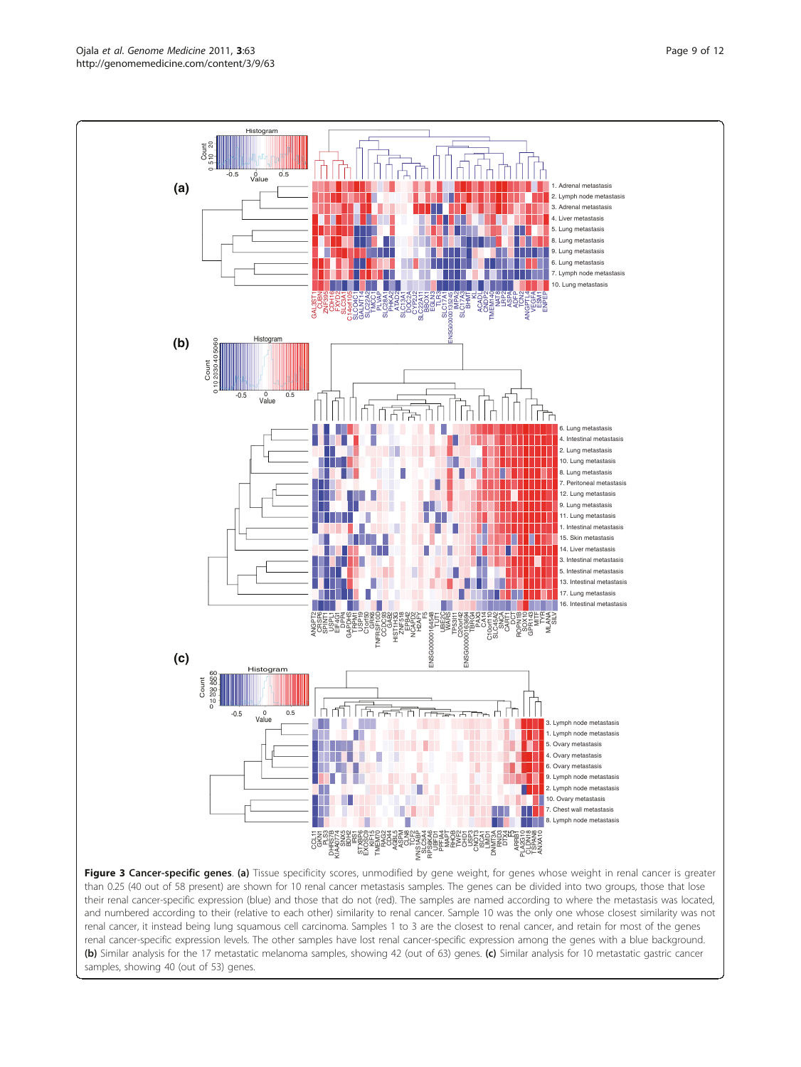**Figure 3 Cancer-specific genes**. **(a)** Tissue specificity scores, unmodified by gene weight, for genes whose weight in renal cancer is greater than 0.25 (40 out of 58 present) are shown for 10 renal cancer metastasis samples. The genes can be divided into two groups, those that lose their renal cancer-specific expression (blue) and those that do not (red). The samples are named according to where the metastasis was located, and numbered according to their (relative to each other) similarity to renal cancer. Sample 10 was the only one whose closest similarity was not renal cancer, it instead being lung squamous cell carcinoma. Samples 1 to 3 are the closest to renal cancer, and retain for most of the genes renal cancer-specific expression levels. The other samples have lost renal cancer-specific expression among the genes with a blue background. **(b)** Similar analysis for the 17 metastatic melanoma samples, showing 42 (out of 63) genes. **(c)** Similar analysis for 10 metastatic gastric cancer samples, showing 40 (out of 53) genes.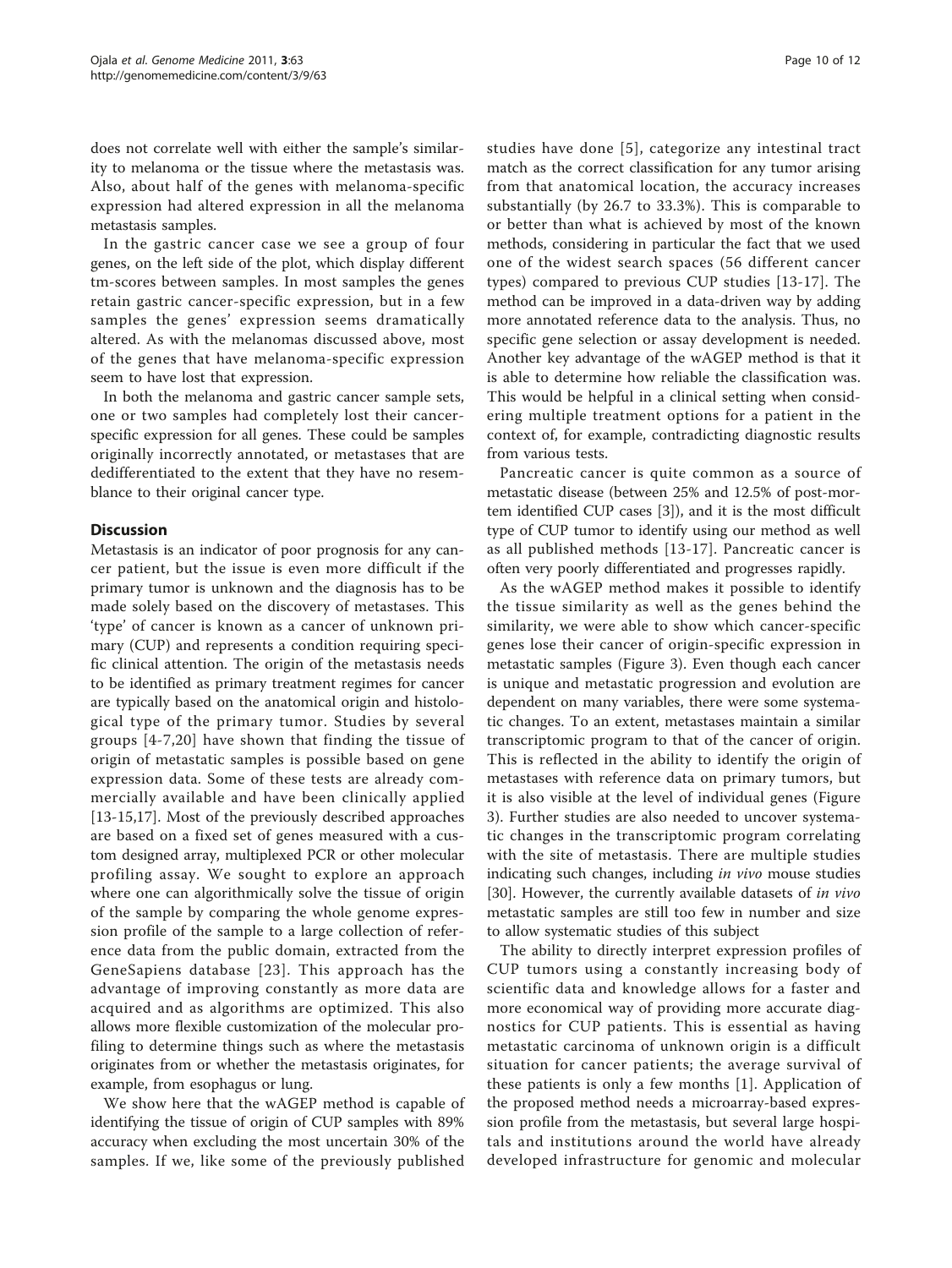does not correlate well with either the sample's similarity to melanoma or the tissue where the metastasis was. Also, about half of the genes with melanoma-specific expression had altered expression in all the melanoma metastasis samples.

In the gastric cancer case we see a group of four genes, on the left side of the plot, which display different tm-scores between samples. In most samples the genes retain gastric cancer-specific expression, but in a few samples the genes' expression seems dramatically altered. As with the melanomas discussed above, most of the genes that have melanoma-specific expression seem to have lost that expression.

In both the melanoma and gastric cancer sample sets, one or two samples had completely lost their cancer-specific expression for all genes. These could be samples originally incorrectly annotated, or metastases that are dedifferentiated to the extent that they have no resemblance to their original cancer type.

## Discussion

Metastasis is an indicator of poor prognosis for any cancer patient, but the issue is even more difficult if the primary tumor is unknown and the diagnosis has to be made solely based on the discovery of metastases. This 'type' of cancer is known as a cancer of unknown primary (CUP) and represents a condition requiring specific clinical attention. The origin of the metastasis needs to be identified as primary treatment regimes for cancer are typically based on the anatomical origin and histological type of the primary tumor. Studies by several groups [4-7,20] have shown that finding the tissue of origin of metastatic samples is possible based on gene expression data. Some of these tests are already commercially available and have been clinically applied [13-15,17]. Most of the previously described approaches are based on a fixed set of genes measured with a custom designed array, multiplexed PCR or other molecular profiling assay. We sought to explore an approach where one can algorithmically solve the tissue of origin of the sample by comparing the whole genome expression profile of the sample to a large collection of reference data from the public domain, extracted from the GeneSapiens database [23]. This approach has the advantage of improving constantly as more data are acquired and as algorithms are optimized. This also allows more flexible customization of the molecular profiling to determine things such as where the metastasis originates from or whether the metastasis originates, for example, from esophagus or lung.

We show here that the wAGEP method is capable of identifying the tissue of origin of CUP samples with 89% accuracy when excluding the most uncertain 30% of the samples. If we, like some of the previously published studies have done [5], categorize any intestinal tract match as the correct classification for any tumor arising from that anatomical location, the accuracy increases substantially (by 26.7 to 33.3%). This is comparable to or better than what is achieved by most of the known methods, considering in particular the fact that we used one of the widest search spaces (56 different cancer types) compared to previous CUP studies [13-17]. The method can be improved in a data-driven way by adding more annotated reference data to the analysis. Thus, no specific gene selection or assay development is needed. Another key advantage of the wAGEP method is that it is able to determine how reliable the classification was. This would be helpful in a clinical setting when considering multiple treatment options for a patient in the context of, for example, contradicting diagnostic results from various tests.

Pancreatic cancer is quite common as a source of metastatic disease (between 25% and 12.5% of post-mortem identified CUP cases [3]), and it is the most difficult type of CUP tumor to identify using our method as well as all published methods [13-17]. Pancreatic cancer is often very poorly differentiated and progresses rapidly.

As the wAGEP method makes it possible to identify the tissue similarity as well as the genes behind the similarity, we were able to show which cancer-specific genes lose their cancer of origin-specific expression in metastatic samples (Figure 3). Even though each cancer is unique and metastatic progression and evolution are dependent on many variables, there were some systematic changes. To an extent, metastases maintain a similar transcriptomic program to that of the cancer of origin. This is reflected in the ability to identify the origin of metastases with reference data on primary tumors, but it is also visible at the level of individual genes (Figure 3). Further studies are also needed to uncover systematic changes in the transcriptomic program correlating with the site of metastasis. There are multiple studies indicating such changes, including *in vivo* mouse studies [30]. However, the currently available datasets of *in vivo* metastatic samples are still too few in number and size to allow systematic studies of this subject

The ability to directly interpret expression profiles of CUP tumors using a constantly increasing body of scientific data and knowledge allows for a faster and more economical way of providing more accurate diagnostics for CUP patients. This is essential as having metastatic carcinoma of unknown origin is a difficult situation for cancer patients; the average survival of these patients is only a few months [1]. Application of the proposed method needs a microarray-based expression profile from the metastasis, but several large hospitals and institutions around the world have already developed infrastructure for genomic and molecular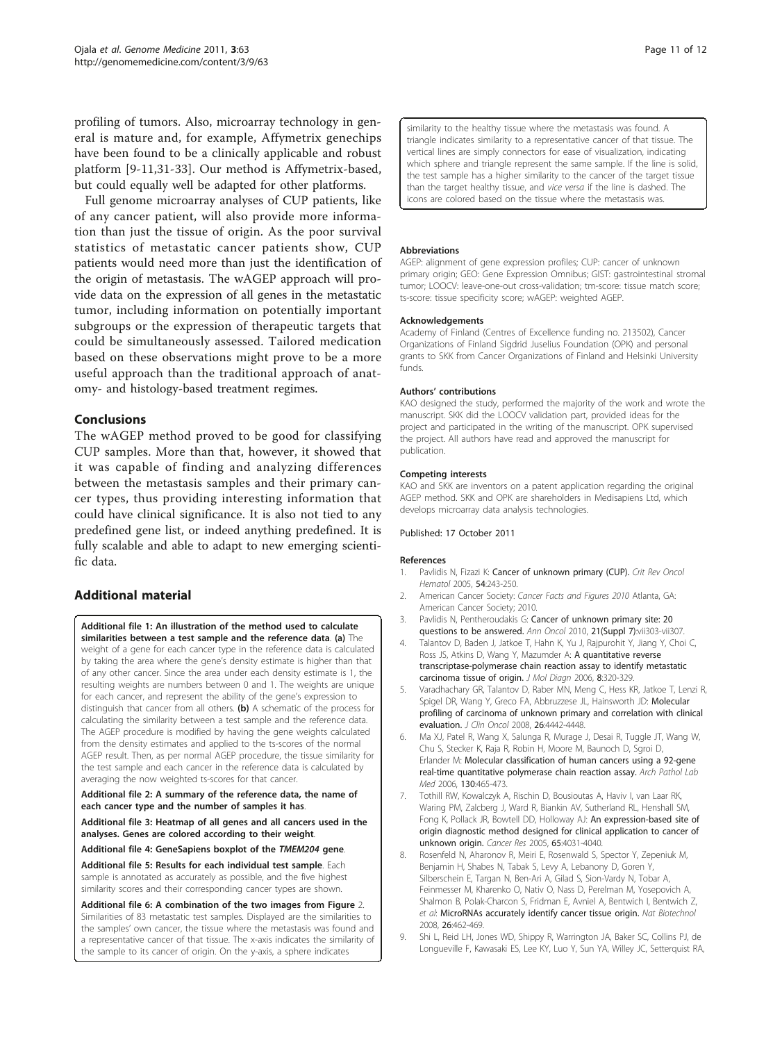profiling of tumors. Also, microarray technology in general is mature and, for example, Affymetrix genechips have been found to be a clinically applicable and robust platform [9-11,31-33]. Our method is Affymetrix-based, but could equally well be adapted for other platforms.

Full genome microarray analyses of CUP patients, like of any cancer patient, will also provide more information than just the tissue of origin. As the poor survival statistics of metastatic cancer patients show, CUP patients would need more than just the identification of the origin of metastasis. The wAGEP approach will provide data on the expression of all genes in the metastatic tumor, including information on potentially important subgroups or the expression of therapeutic targets that could be simultaneously assessed. Tailored medication based on these observations might prove to be a more useful approach than the traditional approach of anatomy- and histology-based treatment regimes.

## Conclusions

The wAGEP method proved to be good for classifying CUP samples. More than that, however, it showed that it was capable of finding and analyzing differences between the metastasis samples and their primary cancer types, thus providing interesting information that could have clinical significance. It is also not tied to any predefined gene list, or indeed anything predefined. It is fully scalable and able to adapt to new emerging scientific data.

## Additional material

**Additional file 1: An illustration of the method used to calculate similarities between a test sample and the reference data**. **(a)** The weight of a gene for each cancer type in the reference data is calculated by taking the area where the gene's density estimate is higher than that of any other cancer. Since the area under each density estimate is 1, the resulting weights are numbers between 0 and 1. The weights are unique for each cancer, and represent the ability of the gene's expression to distinguish that cancer from all others. **(b)** A schematic of the process for calculating the similarity between a test sample and the reference data. The AGEP procedure is modified by having the gene weights calculated from the density estimates and applied to the ts-scores of the normal AGEP result. Then, as per normal AGEP procedure, the tissue similarity for the test sample and each cancer in the reference data is calculated by averaging the now weighted ts-scores for that cancer.

**Additional file 2: A summary of the reference data, the name of each cancer type and the number of samples it has**.

**Additional file 3: Heatmap of all genes and all cancers used in the analyses. Genes are colored according to their weight**.

**Additional file 4: GeneSapiens boxplot of the *TMEM204* gene**.

**Additional file 5: Results for each individual test sample**. Each sample is annotated as accurately as possible, and the five highest similarity scores and their corresponding cancer types are shown.

**Additional file 6: A combination of the two images from Figure 2**. Similarities of 83 metastatic test samples. Displayed are the similarities to the samples' own cancer, the tissue where the metastasis was found and a representative cancer of that tissue. The x-axis indicates the similarity of the sample to its cancer of origin. On the y-axis, a sphere indicates similarity to the healthy tissue where the metastasis was found. A triangle indicates similarity to a representative cancer of that tissue. The vertical lines are simply connectors for ease of visualization, indicating which sphere and triangle represent the same sample. If the line is solid, the test sample has a higher similarity to the cancer of the target tissue than the target healthy tissue, and *vice versa* if the line is dashed. The icons are colored based on the tissue where the metastasis was.

#### Abbreviations

AGEP: alignment of gene expression profiles; CUP: cancer of unknown primary origin; GEO: Gene Expression Omnibus; GIST: gastrointestinal stromal tumor; LOOCV: leave-one-out cross-validation; tm-score: tissue match score; ts-score: tissue specificity score; wAGEP: weighted AGEP.

#### Acknowledgements

Academy of Finland (Centres of Excellence funding no. 213502), Cancer Organizations of Finland Sigdrid Juselius Foundation (OPK) and personal grants to SKK from Cancer Organizations of Finland and Helsinki University funds.

#### Authors' contributions

KAO designed the study, performed the majority of the work and wrote the manuscript. SKK did the LOOCV validation part, provided ideas for the project and participated in the writing of the manuscript. OPK supervised the project. All authors have read and approved the manuscript for publication.

#### Competing interests

KAO and SKK are inventors on a patent application regarding the original AGEP method. SKK and OPK are shareholders in Medisapiens Ltd, which develops microarray data analysis technologies.

Published: 17 October 2011

#### References

1. Pavlidis N, Fizazi K: Cancer of unknown primary (CUP). *Crit Rev Oncol Hematol* 2005, **54**:243-250.
2. American Cancer Society: *Cancer Facts and Figures 2010* Atlanta, GA: American Cancer Society; 2010.
3. Pavlidis N, Pentheroudakis G: Cancer of unknown primary site: 20 questions to be answered. *Ann Oncol* 2010, 21(Suppl 7):vii303-vii307.
4. Talantov D, Baden J, Jatkoe T, Hahn K, Yu J, Rajpurohit Y, Jiang Y, Choi C, Ross JS, Atkins D, Wang Y, Mazumder A: A quantitative reverse transcriptase-polymerase chain reaction assay to identify metastatic carcinoma tissue of origin. *J Mol Diagn* 2006, **8**:320-329.
5. Varadhachary GR, Talantov D, Raber MN, Meng C, Hess KR, Jatkoe T, Lenzi R, Spigel DR, Wang Y, Greco FA, Abbruzzese JL, Hainsworth JD: Molecular profiling of carcinoma of unknown primary and correlation with clinical evaluation. *J Clin Oncol* 2008, **26**:4442-4448.
6. Ma XJ, Patel R, Wang X, Salunga R, Murage J, Desai R, Tuggle JT, Wang W, Chu S, Stecker K, Raja R, Robin H, Moore M, Baunoch D, Sgroi D, Erlander M: Molecular classification of human cancers using a 92-gene real-time quantitative polymerase chain reaction assay. *Arch Pathol Lab Med* 2006, **130**:465-473.
7. Tothill RW, Kowalczyk A, Rischin D, Bousioutas A, Haviv I, van Laar RK, Waring PM, Zalcberg J, Ward R, Biankin AV, Sutherland RL, Henshall SM, Fong K, Pollack JR, Bowtell DD, Holloway AJ: An expression-based site of origin diagnostic method designed for clinical application to cancer of unknown origin. *Cancer Res* 2005, **65**:4031-4040.
8. Rosenfeld N, Aharonov R, Meiri E, Rosenwald S, Spector Y, Zepeniuk M, Benjamin H, Shabes N, Tabak S, Levy A, Lebanony D, Goren Y, Silberschein E, Targan N, Ben-Ari A, Gilad S, Sion-Vardy N, Tobar A, Feinmesser M, Kharenko O, Nativ O, Nass D, Perelman M, Yosepovich A, Shalmon B, Polak-Charcon S, Fridman E, Avniel A, Bentwich I, Bentwich Z, *et al*: MicroRNAs accurately identify cancer tissue origin. *Nat Biotechnol* 2008, **26**:462-469.
9. Shi L, Reid LH, Jones WD, Shippy R, Warrington JA, Baker SC, Collins PJ, de Longueville F, Kawasaki ES, Lee KY, Luo Y, Sun YA, Willey JC, Setterquist RA,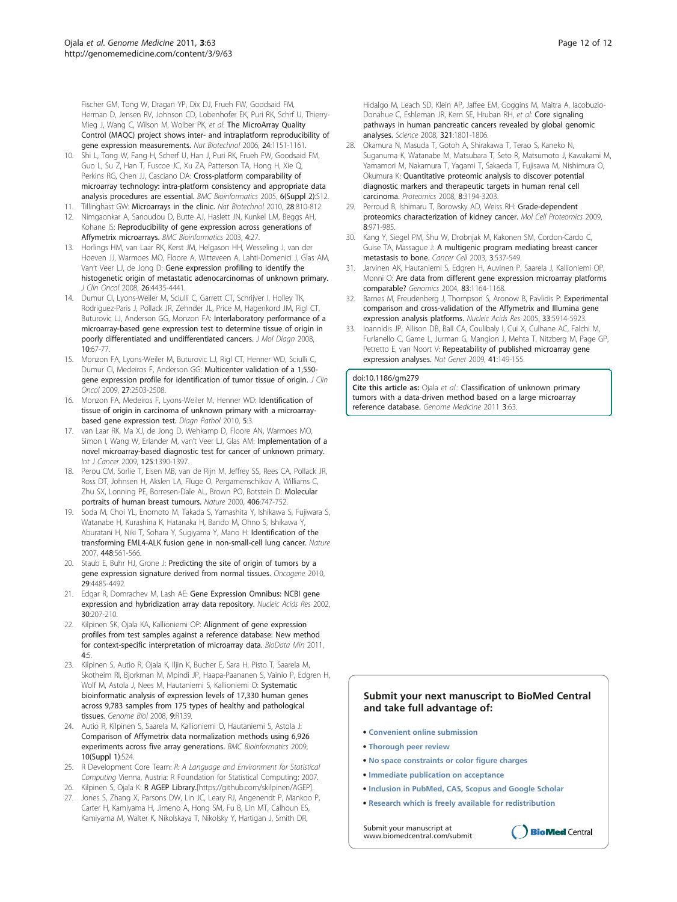Fischer GM, Tong W, Dragan YP, Dix DJ, Frueh FW, Goodsaid FM, Herman D, Jensen RV, Johnson CD, Lobenhofer EK, Puri RK, Schrf U, Thierry-Mieg J, Wang C, Wilson M, Wolber PK, *et al*: **The MicroArray Quality Control (MAQC) project shows inter- and intraplatform reproducibility of gene expression measurements.** *Nat Biotechnol* 2006, **24**:1151-1161.

10. Shi L, Tong W, Fang H, Scherf U, Han J, Puri RK, Frueh FW, Goodsaid FM, Guo L, Su Z, Han T, Fuscoe JC, Xu ZA, Patterson TA, Hong H, Xie Q, Perkins RG, Chen JJ, Casciano DA: **Cross-platform comparability of microarray technology: intra-platform consistency and appropriate data analysis procedures are essential.** *BMC Bioinformatics* 2005, **6(Suppl 2)**:S12.
11. Tillinghast GW: **Microarrays in the clinic.** *Nat Biotechnol* 2010, **28**:810-812.
12. Nimgaonkar A, Sanoudou D, Butte AJ, Haslett JN, Kunkel LM, Beggs AH, Kohane IS: **Reproducibility of gene expression across generations of Affymetrix microarrays.** *BMC Bioinformatics* 2003, **4**:27.
13. Horlings HM, van Laar RK, Kerst JM, Helgason HH, Wesseling J, van der Hoeven JJ, Warmoes MO, Floore A, Witteveen A, Lahti-Domenici J, Glas AM, Van't Veer LJ, de Jong D: **Gene expression profiling to identify the histogenetic origin of metastatic adenocarcinomas of unknown primary.** *J Clin Oncol* 2008, **26**:4435-4441.
14. Dumur CI, Lyons-Weiler M, Sciulli C, Garrett CT, Schrijver I, Holley TK, Rodriguez-Paris J, Pollack JR, Zehnder JL, Price M, Hagenkord JM, Rigl CT, Buturovic LJ, Anderson GG, Monzon FA: **Interlaboratory performance of a microarray-based gene expression test to determine tissue of origin in poorly differentiated and undifferentiated cancers.** *J Mol Diagn* 2008, **10**:67-77.
15. Monzon FA, Lyons-Weiler M, Buturovic LJ, Rigl CT, Henner WD, Sciulli C, Dumur CI, Medeiros F, Anderson GG: **Multicenter validation of a 1,550-gene expression profile for identification of tumor tissue of origin.** *J Clin Oncol* 2009, **27**:2503-2508.
16. Monzon FA, Medeiros F, Lyons-Weiler M, Henner WD: **Identification of tissue of origin in carcinoma of unknown primary with a microarray-based gene expression test.** *Diagn Pathol* 2010, **5**:3.
17. van Laar RK, Ma XJ, de Jong D, Wehkamp D, Floore AN, Warmoes MO, Simon I, Wang W, Erlander M, van't Veer LJ, Glas AM: **Implementation of a novel microarray-based diagnostic test for cancer of unknown primary.** *Int J Cancer* 2009, **125**:1390-1397.
18. Perou CM, Sorlie T, Eisen MB, van de Rijn M, Jeffrey SS, Rees CA, Pollack JR, Ross DT, Johnsen H, Akslen LA, Fluge O, Pergamenschikov A, Williams C, Zhu SX, Lonning PE, Borresen-Dale AL, Brown PO, Botstein D: **Molecular portraits of human breast tumours.** *Nature* 2000, **406**:747-752.
19. Soda M, Choi YL, Enomoto M, Takada S, Yamashita Y, Ishikawa S, Fujiwara S, Watanabe H, Kurashina K, Hatanaka H, Bando M, Ohno S, Ishikawa Y, Aburatani H, Niki T, Sohara Y, Sugiyama Y, Mano H: **Identification of the transforming EML4-ALK fusion gene in non-small-cell lung cancer.** *Nature* 2007, **448**:561-566.
20. Staub E, Buhr HJ, Grone J: **Predicting the site of origin of tumors by a gene expression signature derived from normal tissues.** *Oncogene* 2010, **29**:4485-4492.
21. Edgar R, Domrachev M, Lash AE: **Gene Expression Omnibus: NCBI gene expression and hybridization array data repository.** *Nucleic Acids Res* 2002, **30**:207-210.
22. Kilpinen SK, Ojala KA, Kallioniemi OP: **Alignment of gene expression profiles from test samples against a reference database: New method for context-specific interpretation of microarray data.** *BioData Min* 2011, **4**:5.
23. Kilpinen S, Autio R, Ojala K, Iljin K, Bucher E, Sara H, Pisto T, Saarela M, Skotheim RI, Bjorkman M, Mpindi JP, Haapa-Paananen S, Vainio P, Edgren H, Wolf M, Astola J, Nees M, Hautaniemi S, Kallioniemi O: **Systematic bioinformatic analysis of expression levels of 17,330 human genes across 9,783 samples from 175 types of healthy and pathological tissues.** *Genome Biol* 2008, **9**:R139.
24. Autio R, Kilpinen S, Saarela M, Kallioniemi O, Hautaniemi S, Astola J: **Comparison of Affymetrix data normalization methods using 6,926 experiments across five array generations.** *BMC Bioinformatics* 2009, **10(Suppl 1)**:S24.
25. R Development Core Team: *R: A Language and Environment for Statistical Computing* Vienna, Austria: R Foundation for Statistical Computing; 2007.
26. Kilpinen S, Ojala K: **R AGEP Library.**[https://github.com/skilpinen/AGEP].
27. Jones S, Zhang X, Parsons DW, Lin JC, Leary RJ, Angenendt P, Mankoo P, Carter H, Kamiyama H, Jimeno A, Hong SM, Fu B, Lin MT, Calhoun ES, Kamiyama M, Walter K, Nikolskaya T, Nikolsky Y, Hartigan J, Smith DR, Hidalgo M, Leach SD, Klein AP, Jaffee EM, Goggins M, Maitra A, Iacobuzio-Donahue C, Eshleman JR, Kern SE, Hruban RH, *et al*: **Core signaling pathways in human pancreatic cancers revealed by global genomic analyses.** *Science* 2008, **321**:1801-1806.
28. Okamura N, Masuda T, Gotoh A, Shirakawa T, Terao S, Kaneko N, Suganuma K, Watanabe M, Matsubara T, Seto R, Matsumoto J, Kawakami M, Yamamori M, Nakamura T, Yagami T, Sakaeda T, Fujisawa M, Nishimura O, Okumura K: **Quantitative proteomic analysis to discover potential diagnostic markers and therapeutic targets in human renal cell carcinoma.** *Proteomics* 2008, **8**:3194-3203.
29. Perroud B, Ishimaru T, Borowsky AD, Weiss RH: **Grade-dependent proteomics characterization of kidney cancer.** *Mol Cell Proteomics* 2009, **8**:971-985.
30. Kang Y, Siegel PM, Shu W, Drobnjak M, Kakonen SM, Cordon-Cardo C, Guise TA, Massague J: **A multigenic program mediating breast cancer metastasis to bone.** *Cancer Cell* 2003, **3**:537-549.
31. Jarvinen AK, Hautaniemi S, Edgren H, Auvinen P, Saarela J, Kallioniemi OP, Monni O: **Are data from different gene expression microarray platforms comparable?** *Genomics* 2004, **83**:1164-1168.
32. Barnes M, Freudenberg J, Thompson S, Aronow B, Pavlidis P: **Experimental comparison and cross-validation of the Affymetrix and Illumina gene expression analysis platforms.** *Nucleic Acids Res* 2005, **33**:5914-5923.
33. Ioannidis JP, Allison DB, Ball CA, Coulibaly I, Cui X, Culhane AC, Falchi M, Furlanello C, Game L, Jurman G, Mangion J, Mehta T, Nitzberg M, Page GP, Petretto E, van Noort V: **Repeatability of published microarray gene expression analyses.** *Nat Genet* 2009, **41**:149-155.

doi:10.1186/gm279

**Cite this article as:** Ojala *et al.*: Classification of unknown primary tumors with a data-driven method based on a large microarray reference database. *Genome Medicine* 2011 **3**:63.

**Submit your next manuscript to BioMed Central and take full advantage of:**

- **Convenient online submission**
- **Thorough peer review**
- **No space constraints or color figure charges**
- **Immediate publication on acceptance**
- **Inclusion in PubMed, CAS, Scopus and Google Scholar**
- **Research which is freely available for redistribution**

Submit your manuscript at
www.biomedcentral.com/submit

BioMed Central